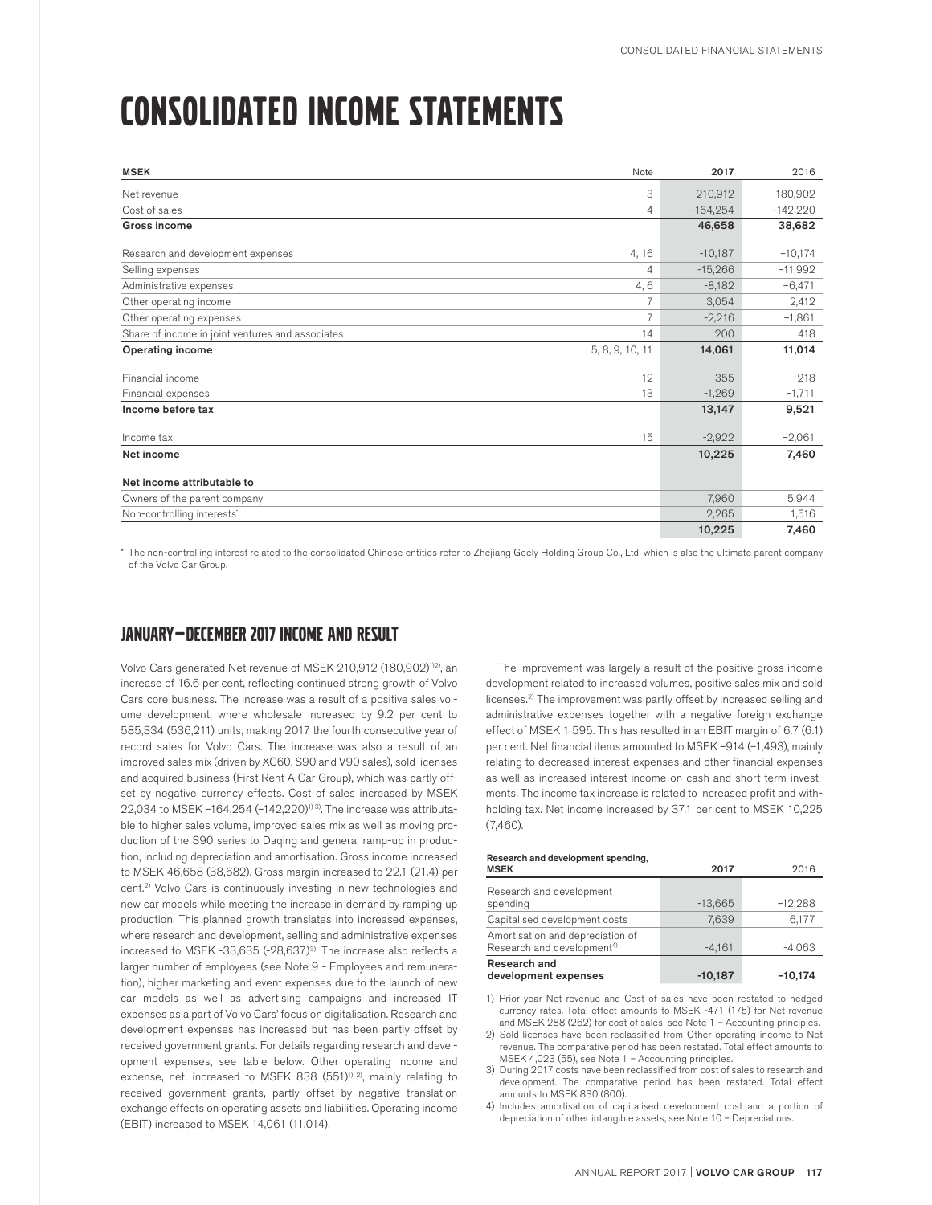# CONSOLIDATED INCOME STATEMENTS

| MSEK | Note | 2017 | 2016 |
|---|---|---|---|
| Net revenue | 3 | 210,912 | 180,902 |
| Cost of sales | 4 | -164,254 | −142,220 |
| **Gross income** | | **46,658** | **38,682** |
| Research and development expenses | 4, 16 | -10,187 | −10,174 |
| Selling expenses | 4 | -15,266 | −11,992 |
| Administrative expenses | 4, 6 | -8,182 | −6,471 |
| Other operating income | 7 | 3,054 | 2,412 |
| Other operating expenses | 7 | -2,216 | −1,861 |
| Share of income in joint ventures and associates | 14 | 200 | 418 |
| **Operating income** | 5, 8, 9, 10, 11 | **14,061** | **11,014** |
| Financial income | 12 | 355 | 218 |
| Financial expenses | 13 | -1,269 | −1,711 |
| **Income before tax** | | **13,147** | **9,521** |
| Income tax | 15 | -2,922 | −2,061 |
| **Net income** | | **10,225** | **7,460** |
| **Net income attributable to** | | | |
| Owners of the parent company | | 7,960 | 5,944 |
| Non-controlling interests* | | 2,265 | 1,516 |
| | | **10,225** | **7,460** |

* The non-controlling interest related to the consolidated Chinese entities refer to Zhejiang Geely Holding Group Co., Ltd, which is also the ultimate parent company of the Volvo Car Group.

## JANUARY–DECEMBER 2017 INCOME AND RESULT

Volvo Cars generated Net revenue of MSEK 210,912 (180,902)[1)2)], an increase of 16.6 per cent, reflecting continued strong growth of Volvo Cars core business. The increase was a result of a positive sales volume development, where wholesale increased by 9.2 per cent to 585,334 (536,211) units, making 2017 the fourth consecutive year of record sales for Volvo Cars. The increase was also a result of an improved sales mix (driven by XC60, S90 and V90 sales), sold licenses and acquired business (First Rent A Car Group), which was partly offset by negative currency effects. Cost of sales increased by MSEK 22,034 to MSEK −164,254 (−142,220)[1) 3)]. The increase was attributable to higher sales volume, improved sales mix as well as moving production of the S90 series to Daqing and general ramp-up in production, including depreciation and amortisation. Gross income increased to MSEK 46,658 (38,682). Gross margin increased to 22.1 (21.4) per cent.[2)] Volvo Cars is continuously investing in new technologies and new car models while meeting the increase in demand by ramping up production. This planned growth translates into increased expenses, where research and development, selling and administrative expenses increased to MSEK -33,635 (-28,637)[3)]. The increase also reflects a larger number of employees (see Note 9 - Employees and remuneration), higher marketing and event expenses due to the launch of new car models as well as advertising campaigns and increased IT expenses as a part of Volvo Cars' focus on digitalisation. Research and development expenses has increased but has been partly offset by received government grants. For details regarding research and development expenses, see table below. Other operating income and expense, net, increased to MSEK 838 (551)[1) 2)], mainly relating to received government grants, partly offset by negative translation exchange effects on operating assets and liabilities. Operating income (EBIT) increased to MSEK 14,061 (11,014).

The improvement was largely a result of the positive gross income development related to increased volumes, positive sales mix and sold licenses.[2)] The improvement was partly offset by increased selling and administrative expenses together with a negative foreign exchange effect of MSEK 1 595. This has resulted in an EBIT margin of 6.7 (6.1) per cent. Net financial items amounted to MSEK −914 (−1,493), mainly relating to decreased interest expenses and other financial expenses as well as increased interest income on cash and short term investments. The income tax increase is related to increased profit and withholding tax. Net income increased by 37.1 per cent to MSEK 10,225 (7,460).

| Research and development spending, MSEK | 2017 | 2016 |
|---|---|---|
| Research and development spending | -13,665 | −12,288 |
| Capitalised development costs | 7,639 | 6,177 |
| Amortisation and depreciation of Research and development[4)] | -4,161 | -4,063 |
| **Research and development expenses** | **-10,187** | **−10,174** |

1) Prior year Net revenue and Cost of sales have been restated to hedged currency rates. Total effect amounts to MSEK -471 (175) for Net revenue and MSEK 288 (262) for cost of sales, see Note 1 – Accounting principles.
2) Sold licenses have been reclassified from Other operating income to Net revenue. The comparative period has been restated. Total effect amounts to MSEK 4,023 (55), see Note 1 – Accounting principles.
3) During 2017 costs have been reclassified from cost of sales to research and development. The comparative period has been restated. Total effect amounts to MSEK 830 (800).
4) Includes amortisation of capitalised development cost and a portion of depreciation of other intangible assets, see Note 10 – Depreciations.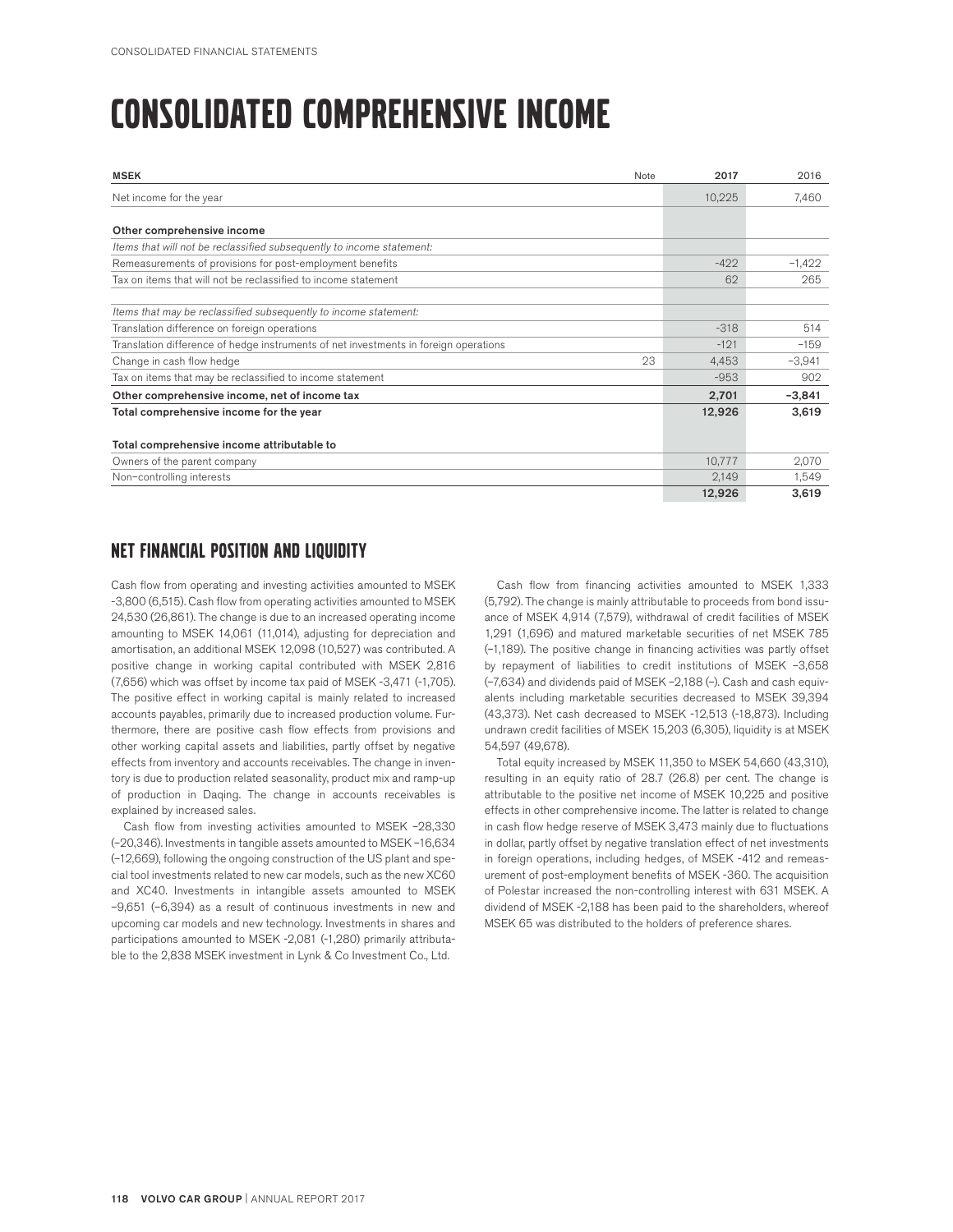# CONSOLIDATED COMPREHENSIVE INCOME

| MSEK | Note | 2017 | 2016 |
|---|---|---|---|
| Net income for the year | | 10,225 | 7,460 |
| | | | |
| **Other comprehensive income** | | | |
| *Items that will not be reclassified subsequently to income statement:* | | | |
| Remeasurements of provisions for post-employment benefits | | -422 | –1,422 |
| Tax on items that will not be reclassified to income statement | | 62 | 265 |
| | | | |
| *Items that may be reclassified subsequently to income statement:* | | | |
| Translation difference on foreign operations | | -318 | 514 |
| Translation difference of hedge instruments of net investments in foreign operations | | -121 | –159 |
| Change in cash flow hedge | 23 | 4,453 | –3,941 |
| Tax on items that may be reclassified to income statement | | -953 | 902 |
| **Other comprehensive income, net of income tax** | | **2,701** | **–3,841** |
| **Total comprehensive income for the year** | | **12,926** | **3,619** |
| | | | |
| **Total comprehensive income attributable to** | | | |
| Owners of the parent company | | 10,777 | 2,070 |
| Non–controlling interests | | 2,149 | 1,549 |
| | | **12,926** | **3,619** |

## NET FINANCIAL POSITION AND LIQUIDITY

Cash flow from operating and investing activities amounted to MSEK -3,800 (6,515). Cash flow from operating activities amounted to MSEK 24,530 (26,861). The change is due to an increased operating income amounting to MSEK 14,061 (11,014), adjusting for depreciation and amortisation, an additional MSEK 12,098 (10,527) was contributed. A positive change in working capital contributed with MSEK 2,816 (7,656) which was offset by income tax paid of MSEK -3,471 (-1,705). The positive effect in working capital is mainly related to increased accounts payables, primarily due to increased production volume. Furthermore, there are positive cash flow effects from provisions and other working capital assets and liabilities, partly offset by negative effects from inventory and accounts receivables. The change in inventory is due to production related seasonality, product mix and ramp-up of production in Daqing. The change in accounts receivables is explained by increased sales.

Cash flow from investing activities amounted to MSEK –28,330 (–20,346). Investments in tangible assets amounted to MSEK –16,634 (–12,669), following the ongoing construction of the US plant and special tool investments related to new car models, such as the new XC60 and XC40. Investments in intangible assets amounted to MSEK –9,651 (–6,394) as a result of continuous investments in new and upcoming car models and new technology. Investments in shares and participations amounted to MSEK -2,081 (-1,280) primarily attributable to the 2,838 MSEK investment in Lynk & Co Investment Co., Ltd.

Cash flow from financing activities amounted to MSEK 1,333 (5,792). The change is mainly attributable to proceeds from bond issuance of MSEK 4,914 (7,579), withdrawal of credit facilities of MSEK 1,291 (1,696) and matured marketable securities of net MSEK 785 (–1,189). The positive change in financing activities was partly offset by repayment of liabilities to credit institutions of MSEK –3,658 (–7,634) and dividends paid of MSEK –2,188 (–). Cash and cash equivalents including marketable securities decreased to MSEK 39,394 (43,373). Net cash decreased to MSEK -12,513 (-18,873). Including undrawn credit facilities of MSEK 15,203 (6,305), liquidity is at MSEK 54,597 (49,678).

Total equity increased by MSEK 11,350 to MSEK 54,660 (43,310), resulting in an equity ratio of 28.7 (26.8) per cent. The change is attributable to the positive net income of MSEK 10,225 and positive effects in other comprehensive income. The latter is related to change in cash flow hedge reserve of MSEK 3,473 mainly due to fluctuations in dollar, partly offset by negative translation effect of net investments in foreign operations, including hedges, of MSEK -412 and remeasurement of post-employment benefits of MSEK -360. The acquisition of Polestar increased the non-controlling interest with 631 MSEK. A dividend of MSEK -2,188 has been paid to the shareholders, whereof MSEK 65 was distributed to the holders of preference shares.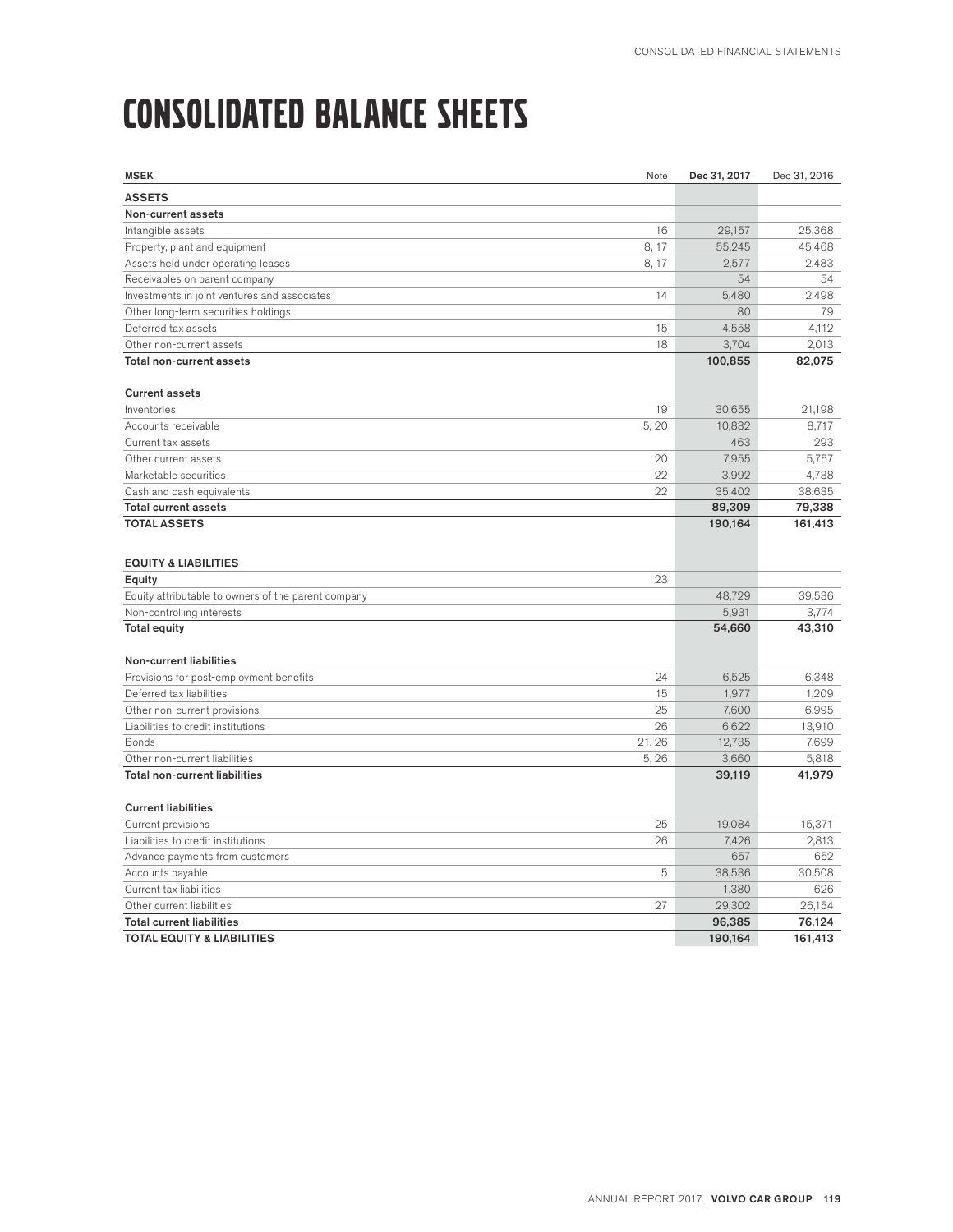# CONSOLIDATED BALANCE SHEETS

| MSEK | Note | Dec 31, 2017 | Dec 31, 2016 |
|---|---|---|---|
| **ASSETS** | | | |
| **Non-current assets** | | | |
| Intangible assets | 16 | 29,157 | 25,368 |
| Property, plant and equipment | 8, 17 | 55,245 | 45,468 |
| Assets held under operating leases | 8, 17 | 2,577 | 2,483 |
| Receivables on parent company | | 54 | 54 |
| Investments in joint ventures and associates | 14 | 5,480 | 2,498 |
| Other long-term securities holdings | | 80 | 79 |
| Deferred tax assets | 15 | 4,558 | 4,112 |
| Other non-current assets | 18 | 3,704 | 2,013 |
| **Total non-current assets** | | **100,855** | **82,075** |
| | | | |
| **Current assets** | | | |
| Inventories | 19 | 30,655 | 21,198 |
| Accounts receivable | 5, 20 | 10,832 | 8,717 |
| Current tax assets | | 463 | 293 |
| Other current assets | 20 | 7,955 | 5,757 |
| Marketable securities | 22 | 3,992 | 4,738 |
| Cash and cash equivalents | 22 | 35,402 | 38,635 |
| **Total current assets** | | **89,309** | **79,338** |
| **TOTAL ASSETS** | | **190,164** | **161,413** |
| | | | |
| **EQUITY & LIABILITIES** | | | |
| **Equity** | 23 | | |
| Equity attributable to owners of the parent company | | 48,729 | 39,536 |
| Non-controlling interests | | 5,931 | 3,774 |
| **Total equity** | | **54,660** | **43,310** |
| | | | |
| **Non-current liabilities** | | | |
| Provisions for post-employment benefits | 24 | 6,525 | 6,348 |
| Deferred tax liabilities | 15 | 1,977 | 1,209 |
| Other non-current provisions | 25 | 7,600 | 6,995 |
| Liabilities to credit institutions | 26 | 6,622 | 13,910 |
| Bonds | 21, 26 | 12,735 | 7,699 |
| Other non-current liabilities | 5, 26 | 3,660 | 5,818 |
| **Total non-current liabilities** | | **39,119** | **41,979** |
| | | | |
| **Current liabilities** | | | |
| Current provisions | 25 | 19,084 | 15,371 |
| Liabilities to credit institutions | 26 | 7,426 | 2,813 |
| Advance payments from customers | | 657 | 652 |
| Accounts payable | 5 | 38,536 | 30,508 |
| Current tax liabilities | | 1,380 | 626 |
| Other current liabilities | 27 | 29,302 | 26,154 |
| **Total current liabilities** | | **96,385** | **76,124** |
| **TOTAL EQUITY & LIABILITIES** | | **190,164** | **161,413** |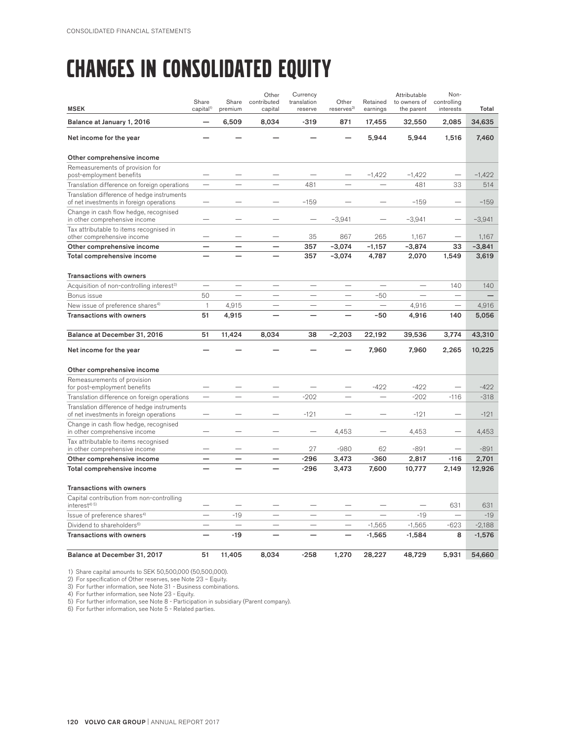# CHANGES IN CONSOLIDATED EQUITY

| MSEK | Share capital[1] | Share premium | Other contributed capital | Currency translation reserve | Other reserves[2] | Retained earnings | Attributable to owners of the parent | Non-controlling interests | Total |
|---|---|---|---|---|---|---|---|---|---|
| **Balance at January 1, 2016** | **—** | **6,509** | **8,034** | **-319** | **871** | **17,455** | **32,550** | **2,085** | **34,635** |
| **Net income for the year** | **—** | **—** | **—** | **—** | **—** | **5,944** | **5,944** | **1,516** | **7,460** |
| **Other comprehensive income** | | | | | | | | | |
| Remeasurements of provision for post-employment benefits | — | — | — | — | — | –1,422 | –1,422 | — | –1,422 |
| Translation difference on foreign operations | — | — | — | 481 | — | — | 481 | 33 | 514 |
| Translation difference of hedge instruments of net investments in foreign operations | — | — | — | –159 | — | — | –159 | — | –159 |
| Change in cash flow hedge, recognised in other comprehensive income | — | — | — | — | –3,941 | — | –3,941 | — | –3,941 |
| Tax attributable to items recognised in other comprehensive income | — | — | — | 35 | 867 | 265 | 1,167 | — | 1,167 |
| **Other comprehensive income** | **—** | **—** | **—** | **357** | **–3,074** | **–1,157** | **–3,874** | **33** | **–3,841** |
| **Total comprehensive income** | **—** | **—** | **—** | **357** | **–3,074** | **4,787** | **2,070** | **1,549** | **3,619** |
| **Transactions with owners** | | | | | | | | | |
| Acquisition of non-controlling interest[3] | — | — | — | — | — | — | — | 140 | 140 |
| Bonus issue | 50 | — | — | — | — | –50 | — | — | — |
| New issue of preference shares[4] | 1 | 4,915 | — | — | — | — | 4,916 | — | 4,916 |
| **Transactions with owners** | **51** | **4,915** | **—** | **—** | **—** | **–50** | **4,916** | **140** | **5,056** |
| **Balance at December 31, 2016** | **51** | **11,424** | **8,034** | **38** | **–2,203** | **22,192** | **39,536** | **3,774** | **43,310** |
| **Net income for the year** | **—** | **—** | **—** | **—** | **—** | **7,960** | **7,960** | **2,265** | **10,225** |
| **Other comprehensive income** | | | | | | | | | |
| Remeasurements of provision for post-employment benefits | — | — | — | — | — | -422 | -422 | — | -422 |
| Translation difference on foreign operations | — | — | — | -202 | — | — | -202 | -116 | -318 |
| Translation difference of hedge instruments of net investments in foreign operations | — | — | — | -121 | — | — | -121 | — | -121 |
| Change in cash flow hedge, recognised in other comprehensive income | — | — | — | — | 4,453 | — | 4,453 | — | 4,453 |
| Tax attributable to items recognised in other comprehensive income | — | — | — | 27 | -980 | 62 | -891 | — | -891 |
| **Other comprehensive income** | **—** | **—** | **—** | **-296** | **3,473** | **-360** | **2,817** | **-116** | **2,701** |
| **Total comprehensive income** | **—** | **—** | **—** | **-296** | **3,473** | **7,600** | **10,777** | **2,149** | **12,926** |
| **Transactions with owners** | | | | | | | | | |
| Capital contribution from non-controlling interest[4) 5)] | — | — | — | — | — | — | — | 631 | 631 |
| Issue of preference shares[4] | — | -19 | — | — | — | — | -19 | — | -19 |
| Dividend to shareholders[6] | — | — | — | — | — | -1,565 | -1,565 | -623 | -2,188 |
| **Transactions with owners** | **—** | **-19** | **—** | **—** | **—** | **-1,565** | **-1,584** | **8** | **-1,576** |
| **Balance at December 31, 2017** | **51** | **11,405** | **8,034** | **-258** | **1,270** | **28,227** | **48,729** | **5,931** | **54,660** |

1) Share capital amounts to SEK 50,500,000 (50,500,000).
2) For specification of Other reserves, see Note 23 – Equity.
3) For further information, see Note 31 - Business combinations.
4) For further information, see Note 23 - Equity.
5) For further information, see Note 8 - Participation in subsidiary (Parent company).
6) For further information, see Note 5 - Related parties.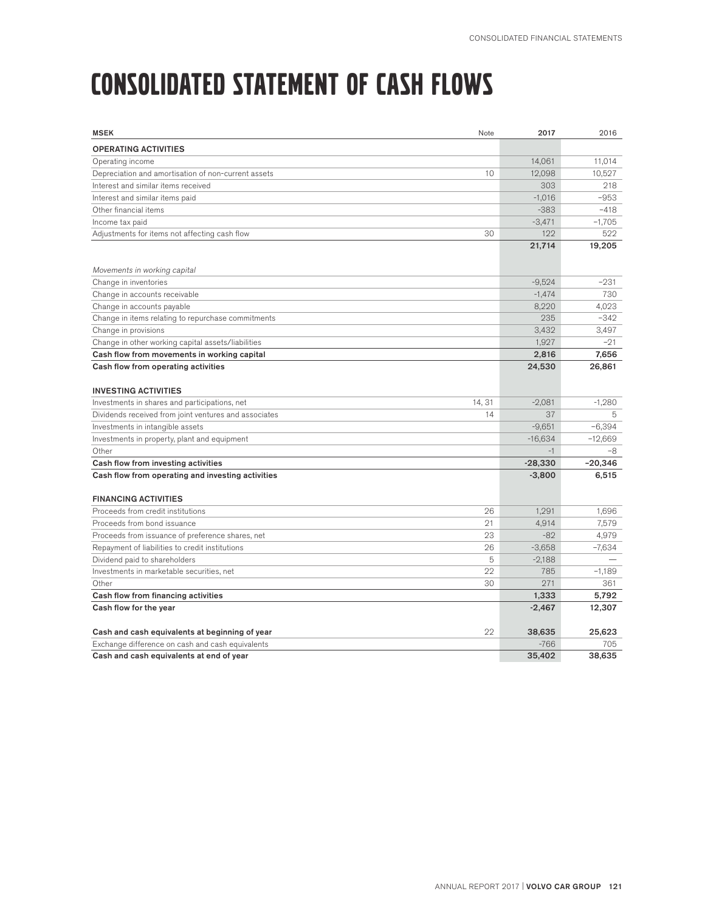# CONSOLIDATED STATEMENT OF CASH FLOWS

| MSEK | Note | 2017 | 2016 |
|---|---|---|---|
| **OPERATING ACTIVITIES** | | | |
| Operating income | | 14,061 | 11,014 |
| Depreciation and amortisation of non-current assets | 10 | 12,098 | 10,527 |
| Interest and similar items received | | 303 | 218 |
| Interest and similar items paid | | -1,016 | −953 |
| Other financial items | | -383 | −418 |
| Income tax paid | | -3,471 | −1,705 |
| Adjustments for items not affecting cash flow | 30 | 122 | 522 |
| | | **21,714** | **19,205** |
| *Movements in working capital* | | | |
| Change in inventories | | -9,524 | −231 |
| Change in accounts receivable | | -1,474 | 730 |
| Change in accounts payable | | 8,220 | 4,023 |
| Change in items relating to repurchase commitments | | 235 | −342 |
| Change in provisions | | 3,432 | 3,497 |
| Change in other working capital assets/liabilities | | 1,927 | −21 |
| **Cash flow from movements in working capital** | | **2,816** | **7,656** |
| **Cash flow from operating activities** | | **24,530** | **26,861** |
| **INVESTING ACTIVITIES** | | | |
| Investments in shares and participations, net | 14, 31 | -2,081 | -1,280 |
| Dividends received from joint ventures and associates | 14 | 37 | 5 |
| Investments in intangible assets | | -9,651 | −6,394 |
| Investments in property, plant and equipment | | -16,634 | −12,669 |
| Other | | -1 | −8 |
| **Cash flow from investing activities** | | **-28,330** | **−20,346** |
| **Cash flow from operating and investing activities** | | **-3,800** | **6,515** |
| **FINANCING ACTIVITIES** | | | |
| Proceeds from credit institutions | 26 | 1,291 | 1,696 |
| Proceeds from bond issuance | 21 | 4,914 | 7,579 |
| Proceeds from issuance of preference shares, net | 23 | -82 | 4,979 |
| Repayment of liabilities to credit institutions | 26 | -3,658 | −7,634 |
| Dividend paid to shareholders | 5 | -2,188 | — |
| Investments in marketable securities, net | 22 | 785 | −1,189 |
| Other | 30 | 271 | 361 |
| **Cash flow from financing activities** | | **1,333** | **5,792** |
| **Cash flow for the year** | | **-2,467** | **12,307** |
| **Cash and cash equivalents at beginning of year** | 22 | **38,635** | **25,623** |
| Exchange difference on cash and cash equivalents | | -766 | 705 |
| **Cash and cash equivalents at end of year** | | **35,402** | **38,635** |